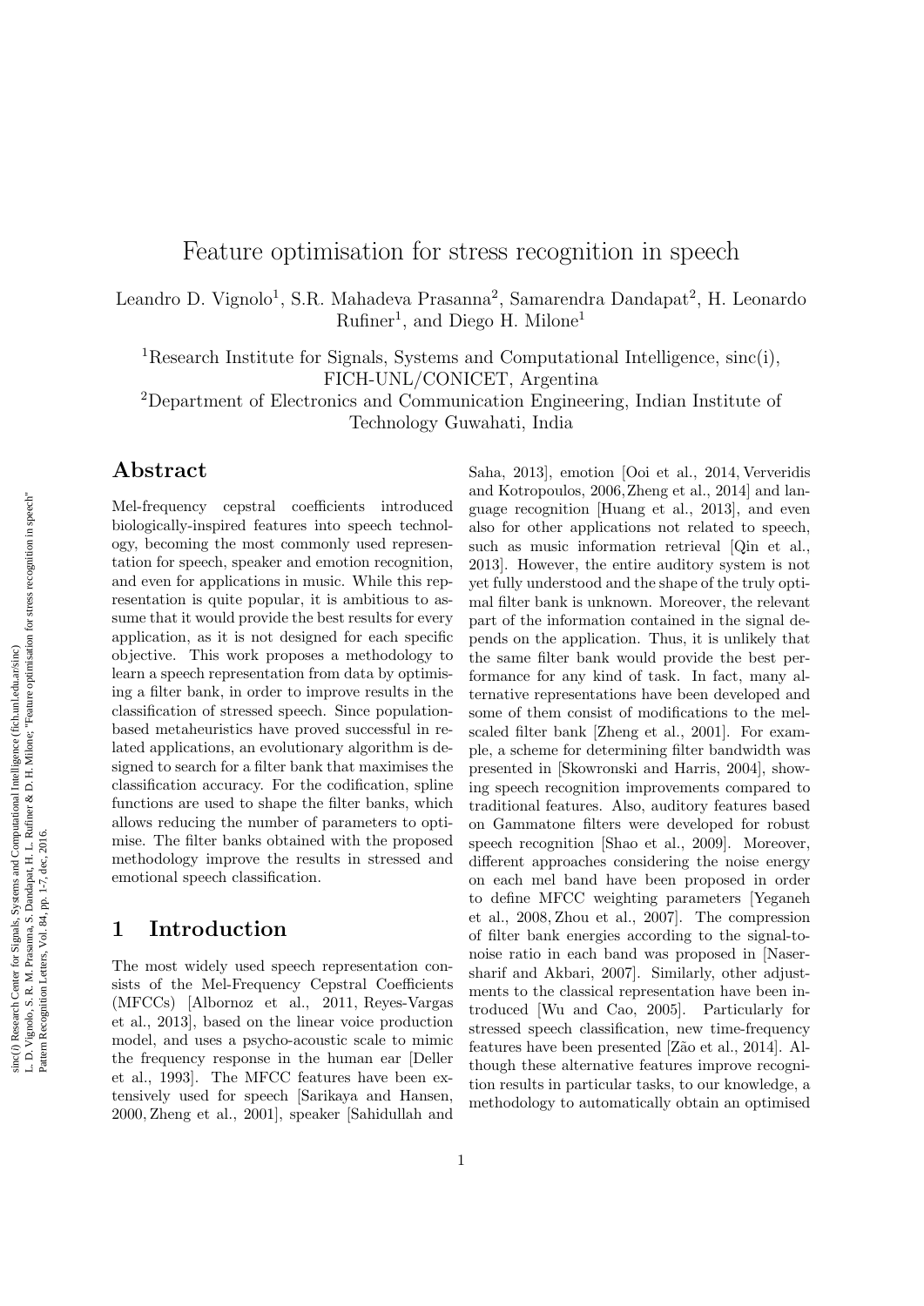# Feature optimisation for stress recognition in speech

Leandro D. Vignolo[1], S.R. Mahadeva Prasanna[2], Samarendra Dandapat[2], H. Leonardo Rufiner[1], and Diego H. Milone[1]

[1]Research Institute for Signals, Systems and Computational Intelligence, sinc(i), FICH-UNL/CONICET, Argentina

[2]Department of Electronics and Communication Engineering, Indian Institute of Technology Guwahati, India

## Abstract

Mel-frequency cepstral coefficients introduced biologically-inspired features into speech technology, becoming the most commonly used representation for speech, speaker and emotion recognition, and even for applications in music. While this representation is quite popular, it is ambitious to assume that it would provide the best results for every application, as it is not designed for each specific objective. This work proposes a methodology to learn a speech representation from data by optimising a filter bank, in order to improve results in the classification of stressed speech. Since population-based metaheuristics have proved successful in related applications, an evolutionary algorithm is designed to search for a filter bank that maximises the classification accuracy. For the codification, spline functions are used to shape the filter banks, which allows reducing the number of parameters to optimise. The filter banks obtained with the proposed methodology improve the results in stressed and emotional speech classification.

## 1 Introduction

The most widely used speech representation consists of the Mel-Frequency Cepstral Coefficients (MFCCs) [Albornoz et al., 2011, Reyes-Vargas et al., 2013], based on the linear voice production model, and uses a psycho-acoustic scale to mimic the frequency response in the human ear [Deller et al., 1993]. The MFCC features have been extensively used for speech [Sarikaya and Hansen, 2000, Zheng et al., 2001], speaker [Sahidullah and Saha, 2013], emotion [Ooi et al., 2014, Ververidis and Kotropoulos, 2006, Zheng et al., 2014] and language recognition [Huang et al., 2013], and even also for other applications not related to speech, such as music information retrieval [Qin et al., 2013]. However, the entire auditory system is not yet fully understood and the shape of the truly optimal filter bank is unknown. Moreover, the relevant part of the information contained in the signal depends on the application. Thus, it is unlikely that the same filter bank would provide the best performance for any kind of task. In fact, many alternative representations have been developed and some of them consist of modifications to the mel-scaled filter bank [Zheng et al., 2001]. For example, a scheme for determining filter bandwidth was presented in [Skowronski and Harris, 2004], showing speech recognition improvements compared to traditional features. Also, auditory features based on Gammatone filters were developed for robust speech recognition [Shao et al., 2009]. Moreover, different approaches considering the noise energy on each mel band have been proposed in order to define MFCC weighting parameters [Yeganeh et al., 2008, Zhou et al., 2007]. The compression of filter bank energies according to the signal-to-noise ratio in each band was proposed in [Nasersharif and Akbari, 2007]. Similarly, other adjustments to the classical representation have been introduced [Wu and Cao, 2005]. Particularly for stressed speech classification, new time-frequency features have been presented [Zão et al., 2014]. Although these alternative features improve recognition results in particular tasks, to our knowledge, a methodology to automatically obtain an optimised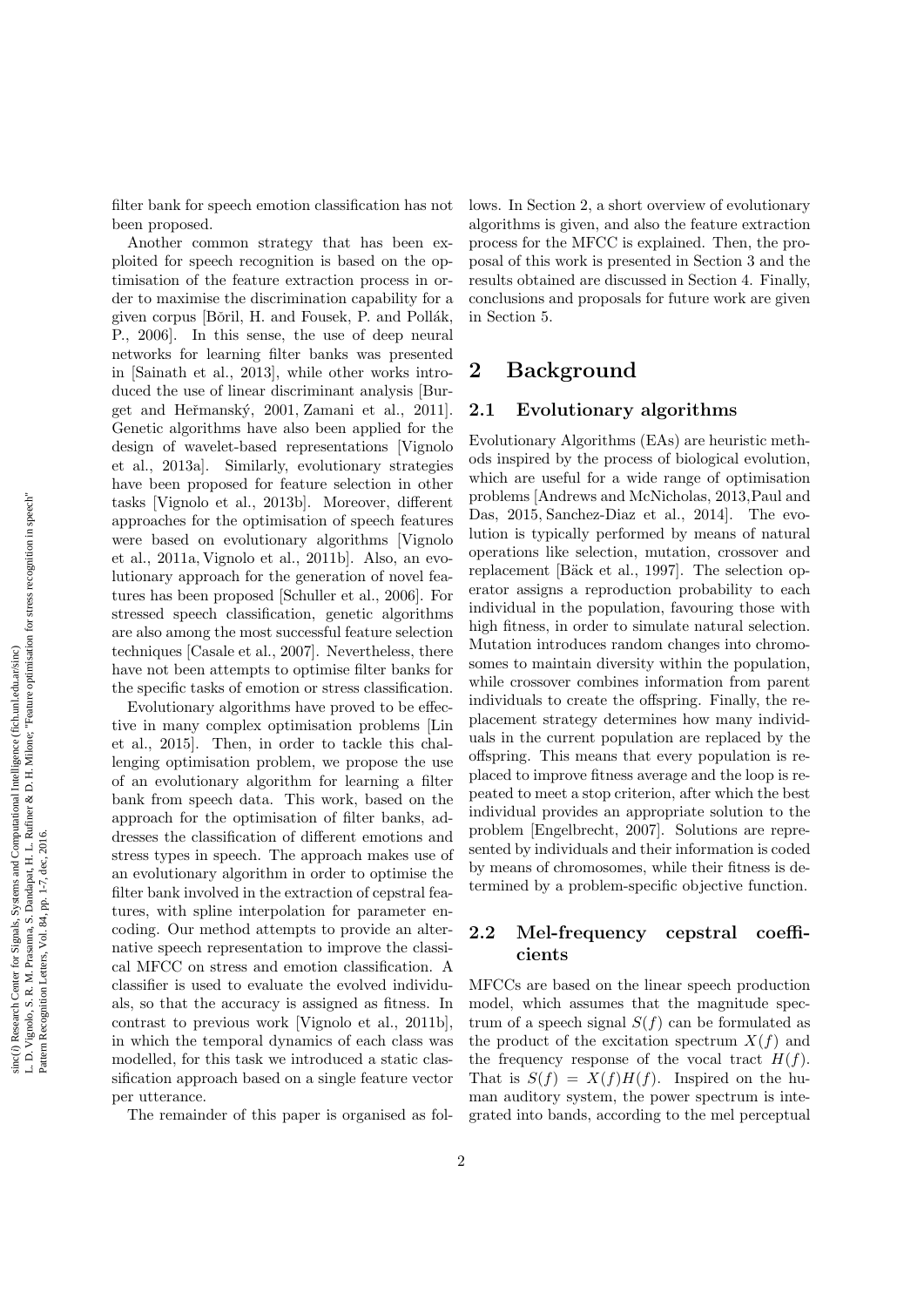filter bank for speech emotion classification has not been proposed.

Another common strategy that has been exploited for speech recognition is based on the optimisation of the feature extraction process in order to maximise the discrimination capability for a given corpus [Bořil, H. and Fousek, P. and Pollák, P., 2006]. In this sense, the use of deep neural networks for learning filter banks was presented in [Sainath et al., 2013], while other works introduced the use of linear discriminant analysis [Burget and Heřmanský, 2001, Zamani et al., 2011]. Genetic algorithms have also been applied for the design of wavelet-based representations [Vignolo et al., 2013a]. Similarly, evolutionary strategies have been proposed for feature selection in other tasks [Vignolo et al., 2013b]. Moreover, different approaches for the optimisation of speech features were based on evolutionary algorithms [Vignolo et al., 2011a, Vignolo et al., 2011b]. Also, an evolutionary approach for the generation of novel features has been proposed [Schuller et al., 2006]. For stressed speech classification, genetic algorithms are also among the most successful feature selection techniques [Casale et al., 2007]. Nevertheless, there have not been attempts to optimise filter banks for the specific tasks of emotion or stress classification.

Evolutionary algorithms have proved to be effective in many complex optimisation problems [Lin et al., 2015]. Then, in order to tackle this challenging optimisation problem, we propose the use of an evolutionary algorithm for learning a filter bank from speech data. This work, based on the approach for the optimisation of filter banks, addresses the classification of different emotions and stress types in speech. The approach makes use of an evolutionary algorithm in order to optimise the filter bank involved in the extraction of cepstral features, with spline interpolation for parameter encoding. Our method attempts to provide an alternative speech representation to improve the classical MFCC on stress and emotion classification. A classifier is used to evaluate the evolved individuals, so that the accuracy is assigned as fitness. In contrast to previous work [Vignolo et al., 2011b], in which the temporal dynamics of each class was modelled, for this task we introduced a static classification approach based on a single feature vector per utterance.

The remainder of this paper is organised as follows. In Section 2, a short overview of evolutionary algorithms is given, and also the feature extraction process for the MFCC is explained. Then, the proposal of this work is presented in Section 3 and the results obtained are discussed in Section 4. Finally, conclusions and proposals for future work are given in Section 5.

# 2 Background

## 2.1 Evolutionary algorithms

Evolutionary Algorithms (EAs) are heuristic methods inspired by the process of biological evolution, which are useful for a wide range of optimisation problems [Andrews and McNicholas, 2013, Paul and Das, 2015, Sanchez-Diaz et al., 2014]. The evolution is typically performed by means of natural operations like selection, mutation, crossover and replacement [Bäck et al., 1997]. The selection operator assigns a reproduction probability to each individual in the population, favouring those with high fitness, in order to simulate natural selection. Mutation introduces random changes into chromosomes to maintain diversity within the population, while crossover combines information from parent individuals to create the offspring. Finally, the replacement strategy determines how many individuals in the current population are replaced by the offspring. This means that every population is replaced to improve fitness average and the loop is repeated to meet a stop criterion, after which the best individual provides an appropriate solution to the problem [Engelbrecht, 2007]. Solutions are represented by individuals and their information is coded by means of chromosomes, while their fitness is determined by a problem-specific objective function.

## 2.2 Mel-frequency cepstral coefficients

MFCCs are based on the linear speech production model, which assumes that the magnitude spectrum of a speech signal $S(f)$ can be formulated as the product of the excitation spectrum $X(f)$ and the frequency response of the vocal tract $H(f)$. That is $S(f) = X(f)H(f)$. Inspired on the human auditory system, the power spectrum is integrated into bands, according to the mel perceptual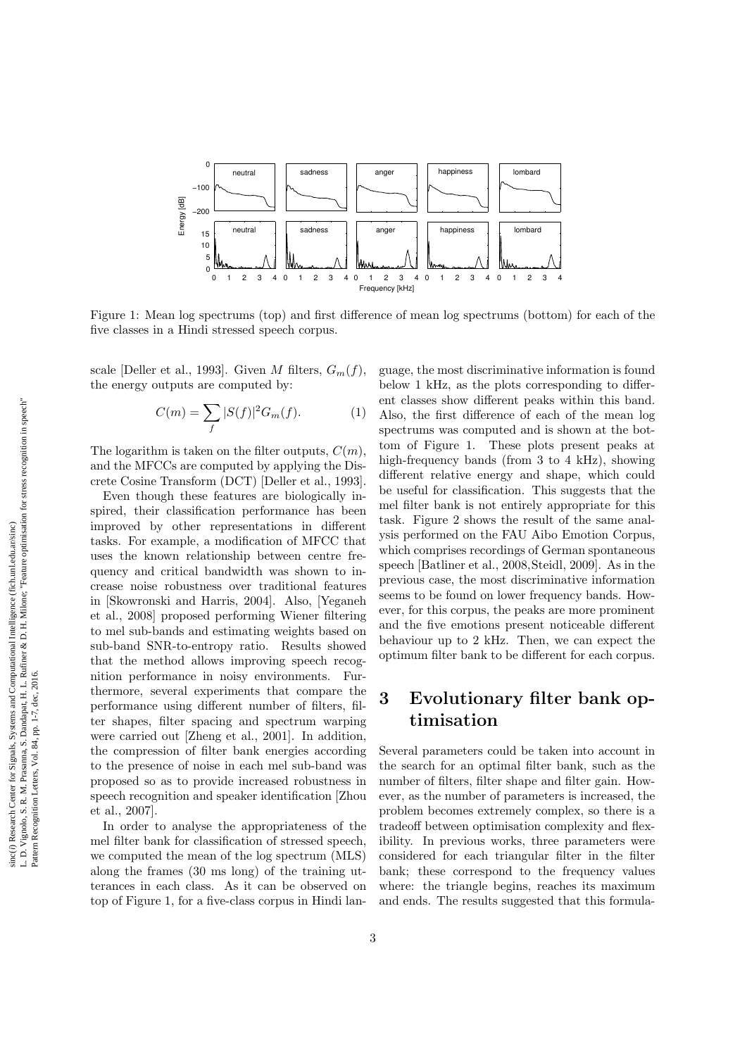Figure 1: Mean log spectrums (top) and first difference of mean log spectrums (bottom) for each of the five classes in a Hindi stressed speech corpus.

scale [Deller et al., 1993]. Given $M$ filters, $G_m(f)$, the energy outputs are computed by:

$$C(m) = \sum_f |S(f)|^2 G_m(f). \quad (1)$$

The logarithm is taken on the filter outputs, $C(m)$, and the MFCCs are computed by applying the Discrete Cosine Transform (DCT) [Deller et al., 1993].

Even though these features are biologically inspired, their classification performance has been improved by other representations in different tasks. For example, a modification of MFCC that uses the known relationship between centre frequency and critical bandwidth was shown to increase noise robustness over traditional features in [Skowronski and Harris, 2004]. Also, [Yeganeh et al., 2008] proposed performing Wiener filtering to mel sub-bands and estimating weights based on sub-band SNR-to-entropy ratio. Results showed that the method allows improving speech recognition performance in noisy environments. Furthermore, several experiments that compare the performance using different number of filters, filter shapes, filter spacing and spectrum warping were carried out [Zheng et al., 2001]. In addition, the compression of filter bank energies according to the presence of noise in each mel sub-band was proposed so as to provide increased robustness in speech recognition and speaker identification [Zhou et al., 2007].

In order to analyse the appropriateness of the mel filter bank for classification of stressed speech, we computed the mean of the log spectrum (MLS) along the frames (30 ms long) of the training utterances in each class. As it can be observed on top of Figure 1, for a five-class corpus in Hindi language, the most discriminative information is found below 1 kHz, as the plots corresponding to different classes show different peaks within this band. Also, the first difference of each of the mean log spectrums was computed and is shown at the bottom of Figure 1. These plots present peaks at high-frequency bands (from 3 to 4 kHz), showing different relative energy and shape, which could be useful for classification. This suggests that the mel filter bank is not entirely appropriate for this task. Figure 2 shows the result of the same analysis performed on the FAU Aibo Emotion Corpus, which comprises recordings of German spontaneous speech [Batliner et al., 2008,Steidl, 2009]. As in the previous case, the most discriminative information seems to be found on lower frequency bands. However, for this corpus, the peaks are more prominent and the five emotions present noticeable different behaviour up to 2 kHz. Then, we can expect the optimum filter bank to be different for each corpus.

# 3 Evolutionary filter bank optimisation

Several parameters could be taken into account in the search for an optimal filter bank, such as the number of filters, filter shape and filter gain. However, as the number of parameters is increased, the problem becomes extremely complex, so there is a tradeoff between optimisation complexity and flexibility. In previous works, three parameters were considered for each triangular filter in the filter bank; these correspond to the frequency values where: the triangle begins, reaches its maximum and ends. The results suggested that this formula-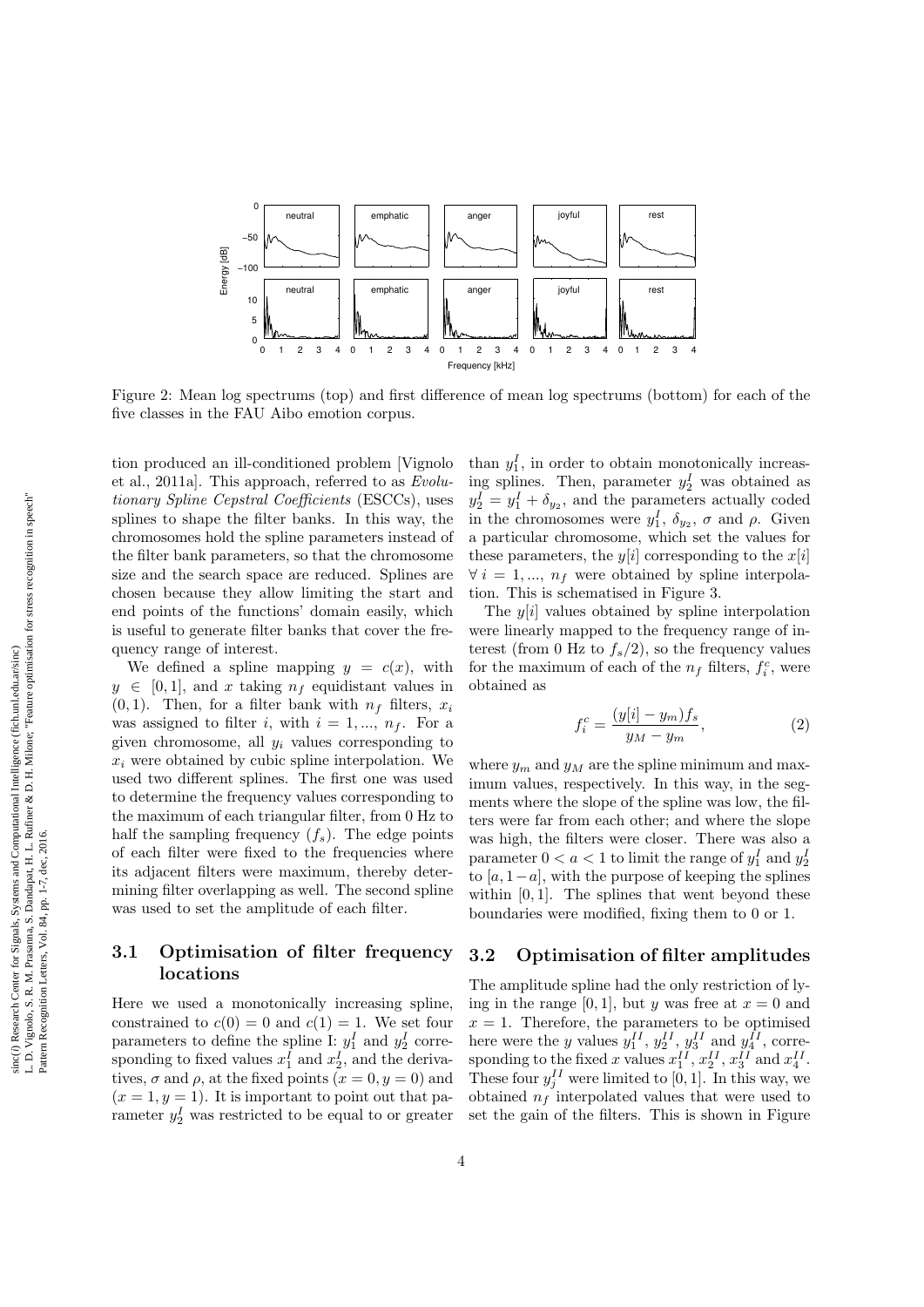Figure 2: Mean log spectrums (top) and first difference of mean log spectrums (bottom) for each of the five classes in the FAU Aibo emotion corpus.

tion produced an ill-conditioned problem [Vignolo et al., 2011a]. This approach, referred to as *Evolutionary Spline Cepstral Coefficients* (ESCCs), uses splines to shape the filter banks. In this way, the chromosomes hold the spline parameters instead of the filter bank parameters, so that the chromosome size and the search space are reduced. Splines are chosen because they allow limiting the start and end points of the functions' domain easily, which is useful to generate filter banks that cover the frequency range of interest.

We defined a spline mapping $y = c(x)$, with $y \in [0, 1]$, and $x$ taking $n_f$ equidistant values in $(0, 1)$. Then, for a filter bank with $n_f$ filters, $x_i$ was assigned to filter $i$, with $i = 1, ..., n_f$. For a given chromosome, all $y_i$ values corresponding to $x_i$ were obtained by cubic spline interpolation. We used two different splines. The first one was used to determine the frequency values corresponding to the maximum of each triangular filter, from 0 Hz to half the sampling frequency ($f_s$). The edge points of each filter were fixed to the frequencies where its adjacent filters were maximum, thereby determining filter overlapping as well. The second spline was used to set the amplitude of each filter.

### 3.1 Optimisation of filter frequency locations

Here we used a monotonically increasing spline, constrained to $c(0) = 0$ and $c(1) = 1$. We set four parameters to define the spline I: $y_1^I$ and $y_2^I$ corresponding to fixed values $x_1^I$ and $x_2^I$, and the derivatives, $\sigma$ and $\rho$, at the fixed points $(x = 0, y = 0)$ and $(x = 1, y = 1)$. It is important to point out that parameter $y_2^I$ was restricted to be equal to or greater than $y_1^I$, in order to obtain monotonically increasing splines. Then, parameter $y_2^I$ was obtained as $y_2^I = y_1^I + \delta_{y_2}$, and the parameters actually coded in the chromosomes were $y_1^I$, $\delta_{y_2}$, $\sigma$ and $\rho$. Given a particular chromosome, which set the values for these parameters, the $y[i]$ corresponding to the $x[i]$ $\forall\ i = 1, ..., n_f$ were obtained by spline interpolation. This is schematised in Figure 3.

The $y[i]$ values obtained by spline interpolation were linearly mapped to the frequency range of interest (from 0 Hz to $f_s/2$), so the frequency values for the maximum of each of the $n_f$ filters, $f_i^c$, were obtained as

$$f_i^c = \frac{(y[i] - y_m) f_s}{y_M - y_m}, \tag{2}$$

where $y_m$ and $y_M$ are the spline minimum and maximum values, respectively. In this way, in the segments where the slope of the spline was low, the filters were far from each other; and where the slope was high, the filters were closer. There was also a parameter $0 < a < 1$ to limit the range of $y_1^I$ and $y_2^I$ to $[a, 1 - a]$, with the purpose of keeping the splines within $[0, 1]$. The splines that went beyond these boundaries were modified, fixing them to 0 or 1.

### 3.2 Optimisation of filter amplitudes

The amplitude spline had the only restriction of lying in the range $[0, 1]$, but $y$ was free at $x = 0$ and $x = 1$. Therefore, the parameters to be optimised here were the $y$ values $y_1^{II}$, $y_2^{II}$, $y_3^{II}$ and $y_4^{II}$, corresponding to the fixed $x$ values $x_1^{II}$, $x_2^{II}$, $x_3^{II}$ and $x_4^{II}$. These four $y_j^{II}$ were limited to $[0, 1]$. In this way, we obtained $n_f$ interpolated values that were used to set the gain of the filters. This is shown in Figure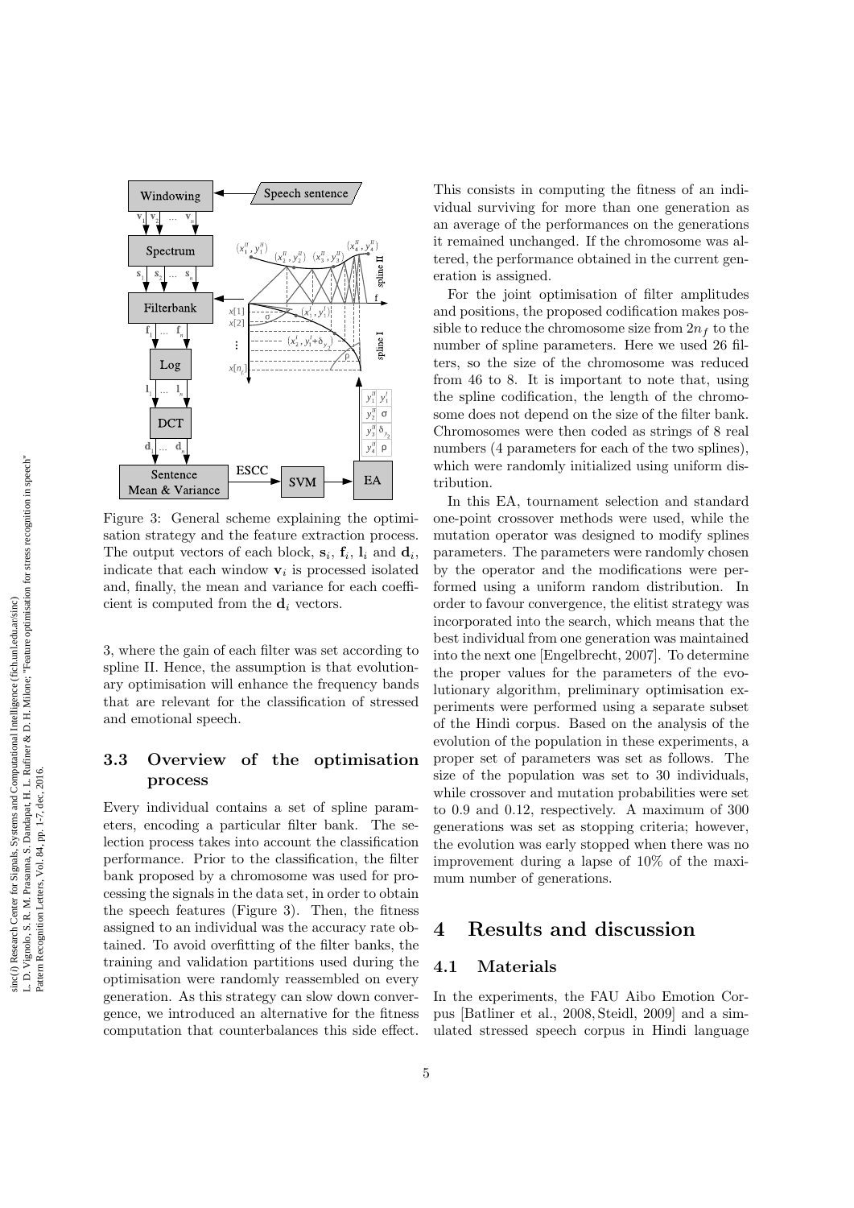Figure 3: General scheme explaining the optimisation strategy and the feature extraction process. The output vectors of each block, $\mathbf{s}_i$, $\mathbf{f}_i$, $\mathbf{l}_i$ and $\mathbf{d}_i$, indicate that each window $\mathbf{v}_i$ is processed isolated and, finally, the mean and variance for each coefficient is computed from the $\mathbf{d}_i$ vectors.

3, where the gain of each filter was set according to spline II. Hence, the assumption is that evolutionary optimisation will enhance the frequency bands that are relevant for the classification of stressed and emotional speech.

### 3.3 Overview of the optimisation process

Every individual contains a set of spline parameters, encoding a particular filter bank. The selection process takes into account the classification performance. Prior to the classification, the filter bank proposed by a chromosome was used for processing the signals in the data set, in order to obtain the speech features (Figure 3). Then, the fitness assigned to an individual was the accuracy rate obtained. To avoid overfitting of the filter banks, the training and validation partitions used during the optimisation were randomly reassembled on every generation. As this strategy can slow down convergence, we introduced an alternative for the fitness computation that counterbalances this side effect. This consists in computing the fitness of an individual surviving for more than one generation as an average of the performances on the generations it remained unchanged. If the chromosome was altered, the performance obtained in the current generation is assigned.

For the joint optimisation of filter amplitudes and positions, the proposed codification makes possible to reduce the chromosome size from $2n_f$ to the number of spline parameters. Here we used 26 filters, so the size of the chromosome was reduced from 46 to 8. It is important to note that, using the spline codification, the length of the chromosome does not depend on the size of the filter bank. Chromosomes were then coded as strings of 8 real numbers (4 parameters for each of the two splines), which were randomly initialized using uniform distribution.

In this EA, tournament selection and standard one-point crossover methods were used, while the mutation operator was designed to modify splines parameters. The parameters were randomly chosen by the operator and the modifications were performed using a uniform random distribution. In order to favour convergence, the elitist strategy was incorporated into the search, which means that the best individual from one generation was maintained into the next one [Engelbrecht, 2007]. To determine the proper values for the parameters of the evolutionary algorithm, preliminary optimisation experiments were performed using a separate subset of the Hindi corpus. Based on the analysis of the evolution of the population in these experiments, a proper set of parameters was set as follows. The size of the population was set to 30 individuals, while crossover and mutation probabilities were set to 0.9 and 0.12, respectively. A maximum of 300 generations was set as stopping criteria; however, the evolution was early stopped when there was no improvement during a lapse of 10% of the maximum number of generations.

## 4 Results and discussion

### 4.1 Materials

In the experiments, the FAU Aibo Emotion Corpus [Batliner et al., 2008, Steidl, 2009] and a simulated stressed speech corpus in Hindi language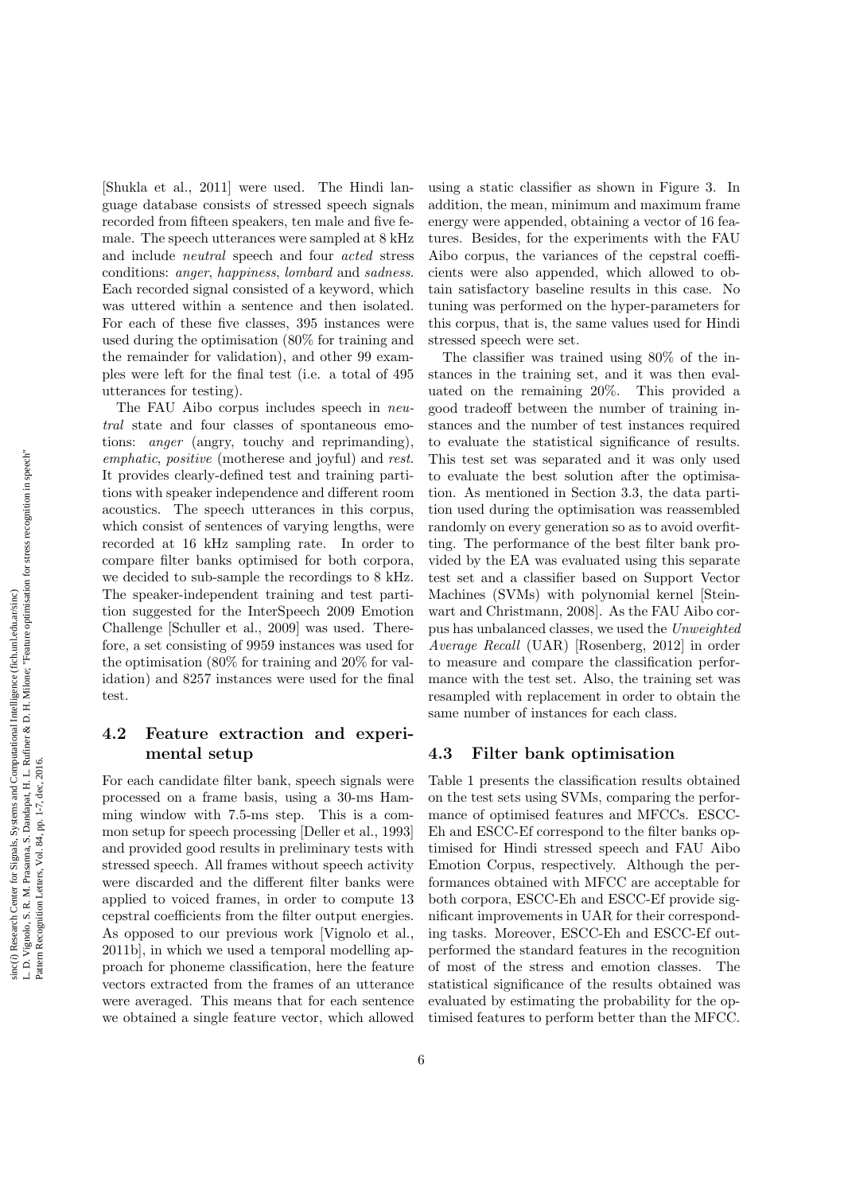[Shukla et al., 2011] were used. The Hindi language database consists of stressed speech signals recorded from fifteen speakers, ten male and five female. The speech utterances were sampled at 8 kHz and include *neutral* speech and four *acted* stress conditions: *anger*, *happiness*, *lombard* and *sadness*. Each recorded signal consisted of a keyword, which was uttered within a sentence and then isolated. For each of these five classes, 395 instances were used during the optimisation (80% for training and the remainder for validation), and other 99 examples were left for the final test (i.e. a total of 495 utterances for testing).

The FAU Aibo corpus includes speech in *neutral* state and four classes of spontaneous emotions: *anger* (angry, touchy and reprimanding), *emphatic*, *positive* (motherese and joyful) and *rest*. It provides clearly-defined test and training partitions with speaker independence and different room acoustics. The speech utterances in this corpus, which consist of sentences of varying lengths, were recorded at 16 kHz sampling rate. In order to compare filter banks optimised for both corpora, we decided to sub-sample the recordings to 8 kHz. The speaker-independent training and test partition suggested for the InterSpeech 2009 Emotion Challenge [Schuller et al., 2009] was used. Therefore, a set consisting of 9959 instances was used for the optimisation (80% for training and 20% for validation) and 8257 instances were used for the final test.

## 4.2 Feature extraction and experimental setup

For each candidate filter bank, speech signals were processed on a frame basis, using a 30-ms Hamming window with 7.5-ms step. This is a common setup for speech processing [Deller et al., 1993] and provided good results in preliminary tests with stressed speech. All frames without speech activity were discarded and the different filter banks were applied to voiced frames, in order to compute 13 cepstral coefficients from the filter output energies. As opposed to our previous work [Vignolo et al., 2011b], in which we used a temporal modelling approach for phoneme classification, here the feature vectors extracted from the frames of an utterance were averaged. This means that for each sentence we obtained a single feature vector, which allowed using a static classifier as shown in Figure 3. In addition, the mean, minimum and maximum frame energy were appended, obtaining a vector of 16 features. Besides, for the experiments with the FAU Aibo corpus, the variances of the cepstral coefficients were also appended, which allowed to obtain satisfactory baseline results in this case. No tuning was performed on the hyper-parameters for this corpus, that is, the same values used for Hindi stressed speech were set.

The classifier was trained using 80% of the instances in the training set, and it was then evaluated on the remaining 20%. This provided a good tradeoff between the number of training instances and the number of test instances required to evaluate the statistical significance of results. This test set was separated and it was only used to evaluate the best solution after the optimisation. As mentioned in Section 3.3, the data partition used during the optimisation was reassembled randomly on every generation so as to avoid overfitting. The performance of the best filter bank provided by the EA was evaluated using this separate test set and a classifier based on Support Vector Machines (SVMs) with polynomial kernel [Steinwart and Christmann, 2008]. As the FAU Aibo corpus has unbalanced classes, we used the *Unweighted Average Recall* (UAR) [Rosenberg, 2012] in order to measure and compare the classification performance with the test set. Also, the training set was resampled with replacement in order to obtain the same number of instances for each class.

## 4.3 Filter bank optimisation

Table 1 presents the classification results obtained on the test sets using SVMs, comparing the performance of optimised features and MFCCs. ESCC-Eh and ESCC-Ef correspond to the filter banks optimised for Hindi stressed speech and FAU Aibo Emotion Corpus, respectively. Although the performances obtained with MFCC are acceptable for both corpora, ESCC-Eh and ESCC-Ef provide significant improvements in UAR for their corresponding tasks. Moreover, ESCC-Eh and ESCC-Ef outperformed the standard features in the recognition of most of the stress and emotion classes. The statistical significance of the results obtained was evaluated by estimating the probability for the optimised features to perform better than the MFCC.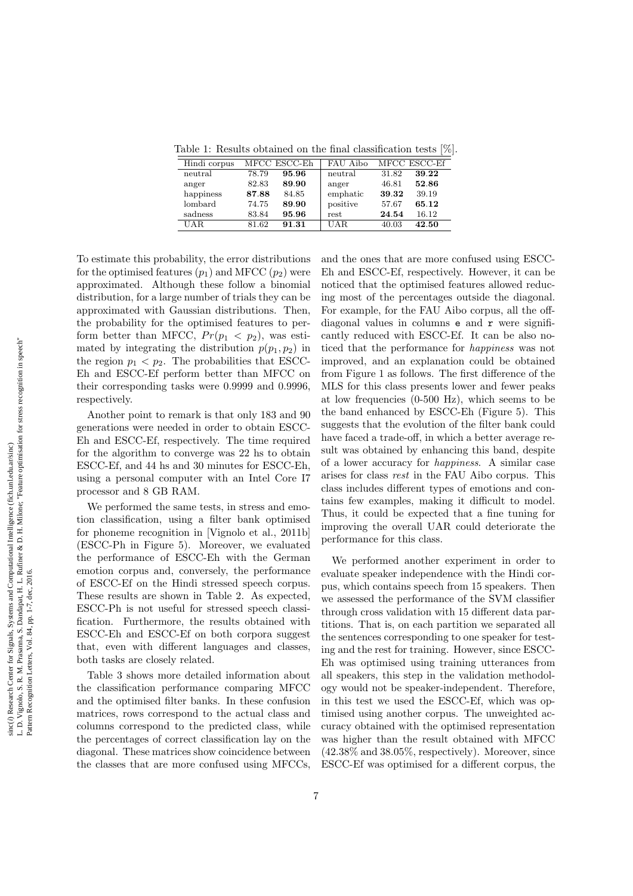Table 1: Results obtained on the final classification tests [%].

| Hindi corpus | MFCC | ESCC-Eh | FAU Aibo | MFCC | ESCC-Ef |
|---|---|---|---|---|---|
| neutral | 78.79 | **95.96** | neutral | 31.82 | **39.22** |
| anger | 82.83 | **89.90** | anger | 46.81 | **52.86** |
| happiness | **87.88** | 84.85 | emphatic | **39.32** | 39.19 |
| lombard | 74.75 | **89.90** | positive | 57.67 | **65.12** |
| sadness | 83.84 | **95.96** | rest | **24.54** | 16.12 |
| UAR | 81.62 | **91.31** | UAR | 40.03 | **42.50** |

To estimate this probability, the error distributions for the optimised features ($p_1$) and MFCC ($p_2$) were approximated. Although these follow a binomial distribution, for a large number of trials they can be approximated with Gaussian distributions. Then, the probability for the optimised features to perform better than MFCC, $Pr(p_1 < p_2)$, was estimated by integrating the distribution $p(p_1, p_2)$ in the region $p_1 < p_2$. The probabilities that ESCC-Eh and ESCC-Ef perform better than MFCC on their corresponding tasks were 0.9999 and 0.9996, respectively.

Another point to remark is that only 183 and 90 generations were needed in order to obtain ESCC-Eh and ESCC-Ef, respectively. The time required for the algorithm to converge was 22 hs to obtain ESCC-Ef, and 44 hs and 30 minutes for ESCC-Eh, using a personal computer with an Intel Core I7 processor and 8 GB RAM.

We performed the same tests, in stress and emotion classification, using a filter bank optimised for phoneme recognition in [Vignolo et al., 2011b] (ESCC-Ph in Figure 5). Moreover, we evaluated the performance of ESCC-Eh with the German emotion corpus and, conversely, the performance of ESCC-Ef on the Hindi stressed speech corpus. These results are shown in Table 2. As expected, ESCC-Ph is not useful for stressed speech classification. Furthermore, the results obtained with ESCC-Eh and ESCC-Ef on both corpora suggest that, even with different languages and classes, both tasks are closely related.

Table 3 shows more detailed information about the classification performance comparing MFCC and the optimised filter banks. In these confusion matrices, rows correspond to the actual class and columns correspond to the predicted class, while the percentages of correct classification lay on the diagonal. These matrices show coincidence between the classes that are more confused using MFCCs, and the ones that are more confused using ESCC-Eh and ESCC-Ef, respectively. However, it can be noticed that the optimised features allowed reducing most of the percentages outside the diagonal. For example, for the FAU Aibo corpus, all the off-diagonal values in columns e and r were significantly reduced with ESCC-Ef. It can be also noticed that the performance for *happiness* was not improved, and an explanation could be obtained from Figure 1 as follows. The first difference of the MLS for this class presents lower and fewer peaks at low frequencies (0-500 Hz), which seems to be the band enhanced by ESCC-Eh (Figure 5). This suggests that the evolution of the filter bank could have faced a trade-off, in which a better average result was obtained by enhancing this band, despite of a lower accuracy for *happiness*. A similar case arises for class *rest* in the FAU Aibo corpus. This class includes different types of emotions and contains few examples, making it difficult to model. Thus, it could be expected that a fine tuning for improving the overall UAR could deteriorate the performance for this class.

We performed another experiment in order to evaluate speaker independence with the Hindi corpus, which contains speech from 15 speakers. Then we assessed the performance of the SVM classifier through cross validation with 15 different data partitions. That is, on each partition we separated all the sentences corresponding to one speaker for testing and the rest for training. However, since ESCC-Eh was optimised using training utterances from all speakers, this step in the validation methodology would not be speaker-independent. Therefore, in this test we used the ESCC-Ef, which was optimised using another corpus. The unweighted accuracy obtained with the optimised representation was higher than the result obtained with MFCC (42.38% and 38.05%, respectively). Moreover, since ESCC-Ef was optimised for a different corpus, the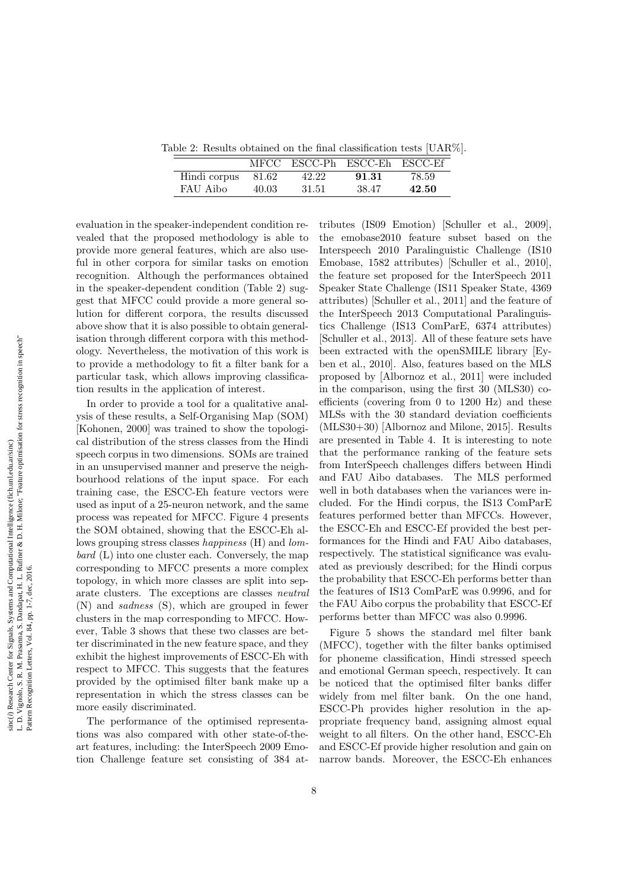Table 2: Results obtained on the final classification tests [UAR%].

| | MFCC | ESCC-Ph | ESCC-Eh | ESCC-Ef |
|---|---|---|---|---|
| Hindi corpus | 81.62 | 42.22 | **91.31** | 78.59 |
| FAU Aibo | 40.03 | 31.51 | 38.47 | **42.50** |

evaluation in the speaker-independent condition revealed that the proposed methodology is able to provide more general features, which are also useful in other corpora for similar tasks on emotion recognition. Although the performances obtained in the speaker-dependent condition (Table 2) suggest that MFCC could provide a more general solution for different corpora, the results discussed above show that it is also possible to obtain generalisation through different corpora with this methodology. Nevertheless, the motivation of this work is to provide a methodology to fit a filter bank for a particular task, which allows improving classification results in the application of interest.

In order to provide a tool for a qualitative analysis of these results, a Self-Organising Map (SOM) [Kohonen, 2000] was trained to show the topological distribution of the stress classes from the Hindi speech corpus in two dimensions. SOMs are trained in an unsupervised manner and preserve the neighbourhood relations of the input space. For each training case, the ESCC-Eh feature vectors were used as input of a 25-neuron network, and the same process was repeated for MFCC. Figure 4 presents the SOM obtained, showing that the ESCC-Eh allows grouping stress classes *happiness* (H) and *lombard* (L) into one cluster each. Conversely, the map corresponding to MFCC presents a more complex topology, in which more classes are split into separate clusters. The exceptions are classes *neutral* (N) and *sadness* (S), which are grouped in fewer clusters in the map corresponding to MFCC. However, Table 3 shows that these two classes are better discriminated in the new feature space, and they exhibit the highest improvements of ESCC-Eh with respect to MFCC. This suggests that the features provided by the optimised filter bank make up a representation in which the stress classes can be more easily discriminated.

The performance of the optimised representations was also compared with other state-of-the-art features, including: the InterSpeech 2009 Emotion Challenge feature set consisting of 384 attributes (IS09 Emotion) [Schuller et al., 2009], the emobase2010 feature subset based on the Interspeech 2010 Paralinguistic Challenge (IS10 Emobase, 1582 attributes) [Schuller et al., 2010], the feature set proposed for the InterSpeech 2011 Speaker State Challenge (IS11 Speaker State, 4369 attributes) [Schuller et al., 2011] and the feature of the InterSpeech 2013 Computational Paralinguistics Challenge (IS13 ComParE, 6374 attributes) [Schuller et al., 2013]. All of these feature sets have been extracted with the openSMILE library [Eyben et al., 2010]. Also, features based on the MLS proposed by [Albornoz et al., 2011] were included in the comparison, using the first 30 (MLS30) coefficients (covering from 0 to 1200 Hz) and these MLSs with the 30 standard deviation coefficients (MLS30+30) [Albornoz and Milone, 2015]. Results are presented in Table 4. It is interesting to note that the performance ranking of the feature sets from InterSpeech challenges differs between Hindi and FAU Aibo databases. The MLS performed well in both databases when the variances were included. For the Hindi corpus, the IS13 ComParE features performed better than MFCCs. However, the ESCC-Eh and ESCC-Ef provided the best performances for the Hindi and FAU Aibo databases, respectively. The statistical significance was evaluated as previously described; for the Hindi corpus the probability that ESCC-Eh performs better than the features of IS13 ComParE was 0.9996, and for the FAU Aibo corpus the probability that ESCC-Ef performs better than MFCC was also 0.9996.

Figure 5 shows the standard mel filter bank (MFCC), together with the filter banks optimised for phoneme classification, Hindi stressed speech and emotional German speech, respectively. It can be noticed that the optimised filter banks differ widely from mel filter bank. On the one hand, ESCC-Ph provides higher resolution in the appropriate frequency band, assigning almost equal weight to all filters. On the other hand, ESCC-Eh and ESCC-Ef provide higher resolution and gain on narrow bands. Moreover, the ESCC-Eh enhances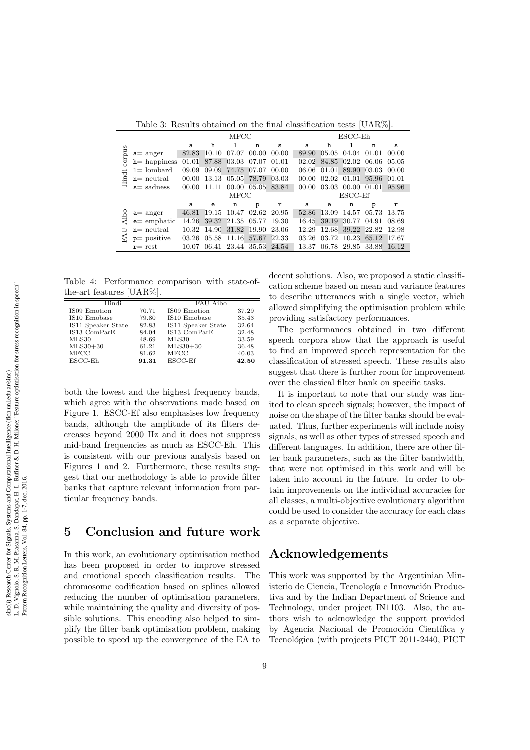Table 3: Results obtained on the final classification tests [UAR%].

| | | MFCC | | | | | ESCC-Eh | | | | |
|---|---|---|---|---|---|---|---|---|---|---|---|
| | | a | h | l | n | s | a | h | l | n | s |
| Hindi corpus | a= anger | 82.83 | 10.10 | 07.07 | 00.00 | 00.00 | 89.90 | 05.05 | 04.04 | 01.01 | 00.00 |
| | h= happiness | 01.01 | 87.88 | 03.03 | 07.07 | 01.01 | 02.02 | 84.85 | 02.02 | 06.06 | 05.05 |
| | l= lombard | 09.09 | 09.09 | 74.75 | 07.07 | 00.00 | 06.06 | 01.01 | 89.90 | 03.03 | 00.00 |
| | n= neutral | 00.00 | 13.13 | 05.05 | 78.79 | 03.03 | 00.00 | 02.02 | 01.01 | 95.96 | 01.01 |
| | s= sadness | 00.00 | 11.11 | 00.00 | 05.05 | 83.84 | 00.00 | 03.03 | 00.00 | 01.01 | 95.96 |
| | | MFCC | | | | | ESCC-Ef | | | | |
| | | a | e | n | p | r | a | e | n | p | r |
| FAU Aibo | a= anger | 46.81 | 19.15 | 10.47 | 02.62 | 20.95 | 52.86 | 13.09 | 14.57 | 05.73 | 13.75 |
| | e= emphatic | 14.26 | 39.32 | 21.35 | 05.77 | 19.30 | 16.45 | 39.19 | 30.77 | 04.91 | 08.69 |
| | n= neutral | 10.32 | 14.90 | 31.82 | 19.90 | 23.06 | 12.29 | 12.68 | 39.22 | 22.82 | 12.98 |
| | p= positive | 03.26 | 05.58 | 11.16 | 57.67 | 22.33 | 03.26 | 03.72 | 10.23 | 65.12 | 17.67 |
| | r= rest | 10.07 | 06.41 | 23.44 | 35.53 | 24.54 | 13.37 | 06.78 | 29.85 | 33.88 | 16.12 |

Table 4: Performance comparison with state-of-the-art features [UAR%].

| Hindi | | FAU Aibo | |
|---|---|---|---|
| IS09 Emotion | 70.71 | IS09 Emotion | 37.29 |
| IS10 Emobase | 79.80 | IS10 Emobase | 35.43 |
| IS11 Speaker State | 82.83 | IS11 Speaker State | 32.64 |
| IS13 ComParE | 84.04 | IS13 ComParE | 32.48 |
| MLS30 | 48.69 | MLS30 | 33.59 |
| MLS30+30 | 61.21 | MLS30+30 | 36.48 |
| MFCC | 81.62 | MFCC | 40.03 |
| ESCC-Eh | **91.31** | ESCC-Ef | **42.50** |

both the lowest and the highest frequency bands, which agree with the observations made based on Figure 1. ESCC-Ef also emphasises low frequency bands, although the amplitude of its filters decreases beyond 2000 Hz and it does not suppress mid-band frequencies as much as ESCC-Eh. This is consistent with our previous analysis based on Figures 1 and 2. Furthermore, these results suggest that our methodology is able to provide filter banks that capture relevant information from particular frequency bands.

## 5 Conclusion and future work

In this work, an evolutionary optimisation method has been proposed in order to improve stressed and emotional speech classification results. The chromosome codification based on splines allowed reducing the number of optimisation parameters, while maintaining the quality and diversity of possible solutions. This encoding also helped to simplify the filter bank optimisation problem, making possible to speed up the convergence of the EA to decent solutions. Also, we proposed a static classification scheme based on mean and variance features to describe utterances with a single vector, which allowed simplifying the optimisation problem while providing satisfactory performances.

The performances obtained in two different speech corpora show that the approach is useful to find an improved speech representation for the classification of stressed speech. These results also suggest that there is further room for improvement over the classical filter bank on specific tasks.

It is important to note that our study was limited to clean speech signals; however, the impact of noise on the shape of the filter banks should be evaluated. Thus, further experiments will include noisy signals, as well as other types of stressed speech and different languages. In addition, there are other filter bank parameters, such as the filter bandwidth, that were not optimised in this work and will be taken into account in the future. In order to obtain improvements on the individual accuracies for all classes, a multi-objective evolutionary algorithm could be used to consider the accuracy for each class as a separate objective.

## Acknowledgements

This work was supported by the Argentinian Ministerio de Ciencia, Tecnología e Innovación Productiva and by the Indian Department of Science and Technology, under project IN1103. Also, the authors wish to acknowledge the support provided by Agencia Nacional de Promoción Científica y Tecnológica (with projects PICT 2011-2440, PICT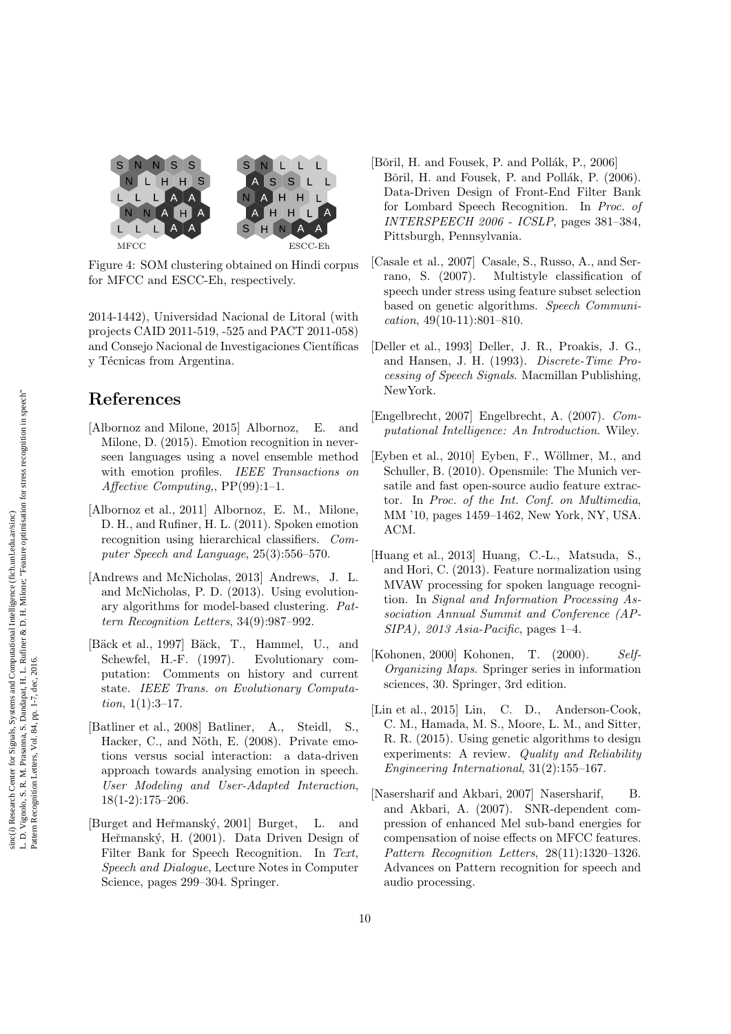Figure 4: SOM clustering obtained on Hindi corpus for MFCC and ESCC-Eh, respectively.

2014-1442), Universidad Nacional de Litoral (with projects CAID 2011-519, -525 and PACT 2011-058) and Consejo Nacional de Investigaciones Científicas y Técnicas from Argentina.

## References

[Albornoz and Milone, 2015] Albornoz, E. and Milone, D. (2015). Emotion recognition in never-seen languages using a novel ensemble method with emotion profiles. *IEEE Transactions on Affective Computing,*, PP(99):1–1.

[Albornoz et al., 2011] Albornoz, E. M., Milone, D. H., and Rufiner, H. L. (2011). Spoken emotion recognition using hierarchical classifiers. *Computer Speech and Language*, 25(3):556–570.

[Andrews and McNicholas, 2013] Andrews, J. L. and McNicholas, P. D. (2013). Using evolutionary algorithms for model-based clustering. *Pattern Recognition Letters*, 34(9):987–992.

[Bäck et al., 1997] Bäck, T., Hammel, U., and Schewfel, H.-F. (1997). Evolutionary computation: Comments on history and current state. *IEEE Trans. on Evolutionary Computation*, 1(1):3–17.

[Batliner et al., 2008] Batliner, A., Steidl, S., Hacker, C., and Nöth, E. (2008). Private emotions versus social interaction: a data-driven approach towards analysing emotion in speech. *User Modeling and User-Adapted Interaction*, 18(1-2):175–206.

[Burget and Heřmanský, 2001] Burget, L. and Heřmanský, H. (2001). Data Driven Design of Filter Bank for Speech Recognition. In *Text, Speech and Dialogue*, Lecture Notes in Computer Science, pages 299–304. Springer.

[Bŏril, H. and Fousek, P. and Pollák, P., 2006] Bŏril, H. and Fousek, P. and Pollák, P. (2006). Data-Driven Design of Front-End Filter Bank for Lombard Speech Recognition. In *Proc. of INTERSPEECH 2006 - ICSLP*, pages 381–384, Pittsburgh, Pennsylvania.

[Casale et al., 2007] Casale, S., Russo, A., and Serrano, S. (2007). Multistyle classification of speech under stress using feature subset selection based on genetic algorithms. *Speech Communication*, 49(10-11):801–810.

[Deller et al., 1993] Deller, J. R., Proakis, J. G., and Hansen, J. H. (1993). *Discrete-Time Processing of Speech Signals*. Macmillan Publishing, NewYork.

[Engelbrecht, 2007] Engelbrecht, A. (2007). *Computational Intelligence: An Introduction*. Wiley.

[Eyben et al., 2010] Eyben, F., Wöllmer, M., and Schuller, B. (2010). Opensmile: The Munich versatile and fast open-source audio feature extractor. In *Proc. of the Int. Conf. on Multimedia*, MM '10, pages 1459–1462, New York, NY, USA. ACM.

[Huang et al., 2013] Huang, C.-L., Matsuda, S., and Hori, C. (2013). Feature normalization using MVAW processing for spoken language recognition. In *Signal and Information Processing Association Annual Summit and Conference (APSIPA), 2013 Asia-Pacific*, pages 1–4.

[Kohonen, 2000] Kohonen, T. (2000). *Self-Organizing Maps*. Springer series in information sciences, 30. Springer, 3rd edition.

[Lin et al., 2015] Lin, C. D., Anderson-Cook, C. M., Hamada, M. S., Moore, L. M., and Sitter, R. R. (2015). Using genetic algorithms to design experiments: A review. *Quality and Reliability Engineering International*, 31(2):155–167.

[Nasersharif and Akbari, 2007] Nasersharif, B. and Akbari, A. (2007). SNR-dependent compression of enhanced Mel sub-band energies for compensation of noise effects on MFCC features. *Pattern Recognition Letters*, 28(11):1320–1326. Advances on Pattern recognition for speech and audio processing.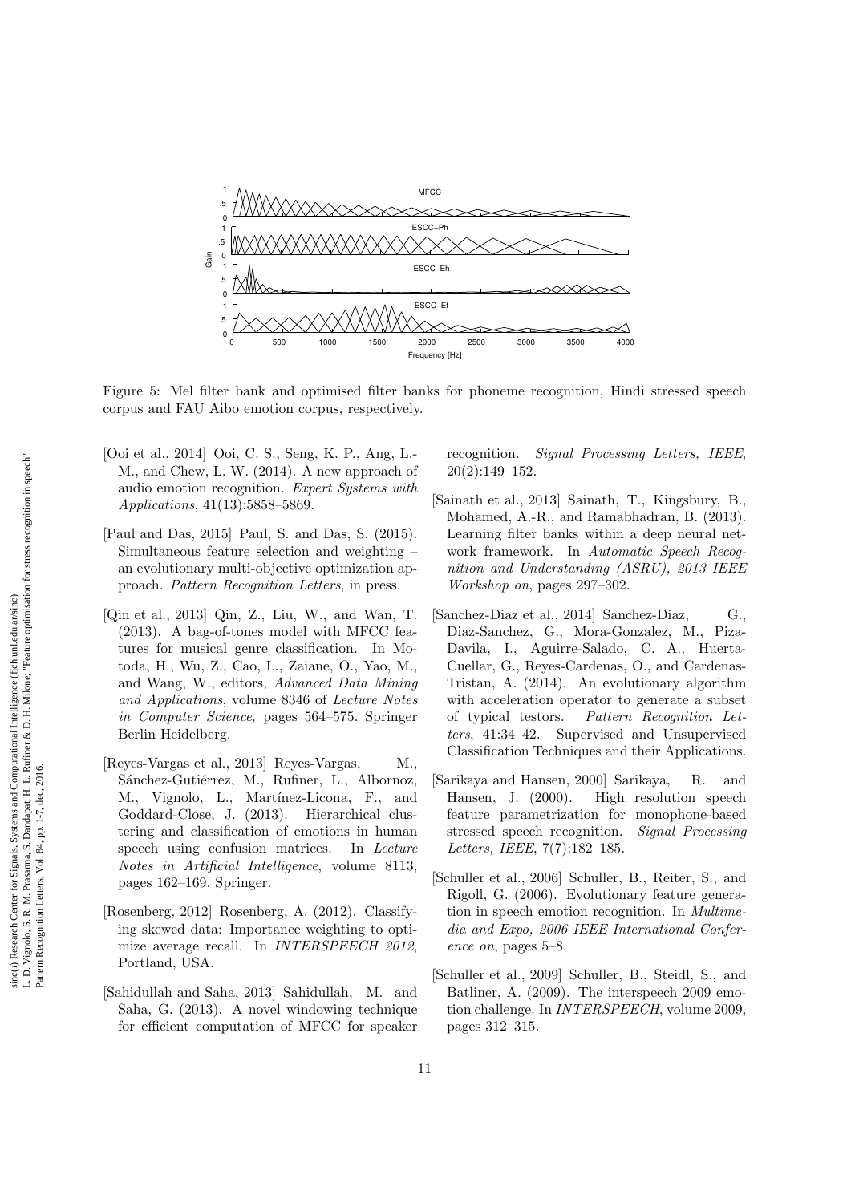Figure 5: Mel filter bank and optimised filter banks for phoneme recognition, Hindi stressed speech corpus and FAU Aibo emotion corpus, respectively.

[Ooi et al., 2014] Ooi, C. S., Seng, K. P., Ang, L.-M., and Chew, L. W. (2014). A new approach of audio emotion recognition. *Expert Systems with Applications*, 41(13):5858–5869.

[Paul and Das, 2015] Paul, S. and Das, S. (2015). Simultaneous feature selection and weighting – an evolutionary multi-objective optimization approach. *Pattern Recognition Letters*, in press.

[Qin et al., 2013] Qin, Z., Liu, W., and Wan, T. (2013). A bag-of-tones model with MFCC features for musical genre classification. In Motoda, H., Wu, Z., Cao, L., Zaiane, O., Yao, M., and Wang, W., editors, *Advanced Data Mining and Applications*, volume 8346 of *Lecture Notes in Computer Science*, pages 564–575. Springer Berlin Heidelberg.

[Reyes-Vargas et al., 2013] Reyes-Vargas, M., Sánchez-Gutiérrez, M., Rufiner, L., Albornoz, M., Vignolo, L., Martínez-Licona, F., and Goddard-Close, J. (2013). Hierarchical clustering and classification of emotions in human speech using confusion matrices. In *Lecture Notes in Artificial Intelligence*, volume 8113, pages 162–169. Springer.

[Rosenberg, 2012] Rosenberg, A. (2012). Classifying skewed data: Importance weighting to optimize average recall. In *INTERSPEECH 2012*, Portland, USA.

[Sahidullah and Saha, 2013] Sahidullah, M. and Saha, G. (2013). A novel windowing technique for efficient computation of MFCC for speaker recognition. *Signal Processing Letters, IEEE*, 20(2):149–152.

[Sainath et al., 2013] Sainath, T., Kingsbury, B., Mohamed, A.-R., and Ramabhadran, B. (2013). Learning filter banks within a deep neural network framework. In *Automatic Speech Recognition and Understanding (ASRU), 2013 IEEE Workshop on*, pages 297–302.

[Sanchez-Diaz et al., 2014] Sanchez-Diaz, G., Diaz-Sanchez, G., Mora-Gonzalez, M., Piza-Davila, I., Aguirre-Salado, C. A., Huerta-Cuellar, G., Reyes-Cardenas, O., and Cardenas-Tristan, A. (2014). An evolutionary algorithm with acceleration operator to generate a subset of typical testors. *Pattern Recognition Letters*, 41:34–42. Supervised and Unsupervised Classification Techniques and their Applications.

[Sarikaya and Hansen, 2000] Sarikaya, R. and Hansen, J. (2000). High resolution speech feature parametrization for monophone-based stressed speech recognition. *Signal Processing Letters, IEEE*, 7(7):182–185.

[Schuller et al., 2006] Schuller, B., Reiter, S., and Rigoll, G. (2006). Evolutionary feature generation in speech emotion recognition. In *Multimedia and Expo, 2006 IEEE International Conference on*, pages 5–8.

[Schuller et al., 2009] Schuller, B., Steidl, S., and Batliner, A. (2009). The interspeech 2009 emotion challenge. In *INTERSPEECH*, volume 2009, pages 312–315.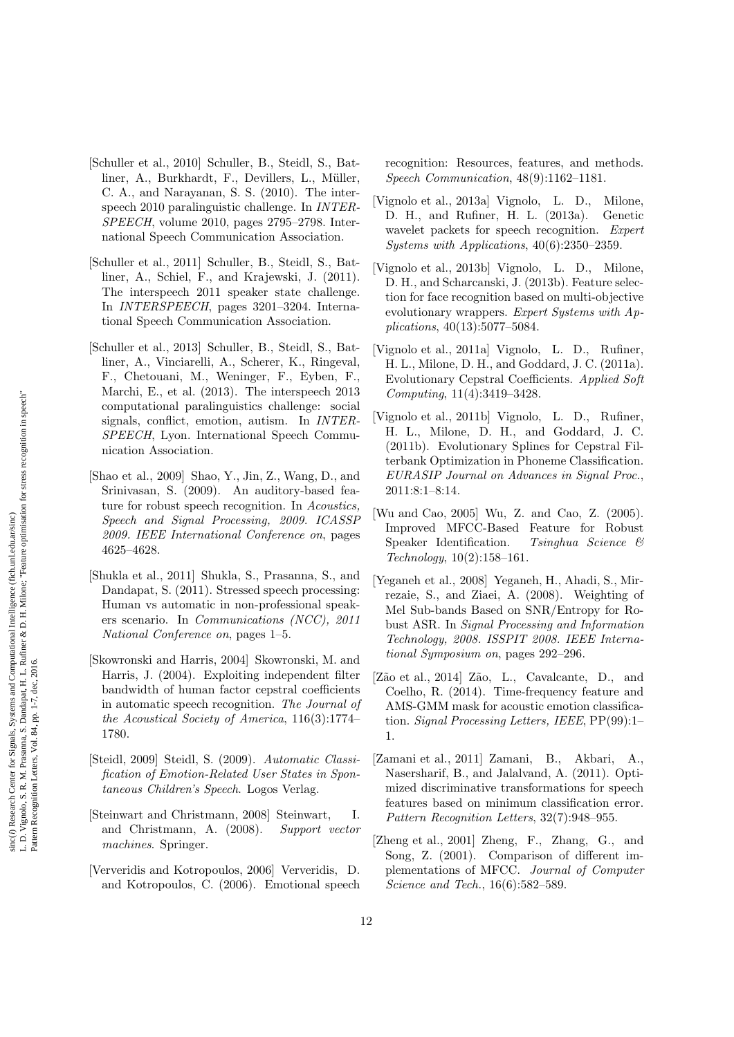[Schuller et al., 2010] Schuller, B., Steidl, S., Batliner, A., Burkhardt, F., Devillers, L., Müller, C. A., and Narayanan, S. S. (2010). The interspeech 2010 paralinguistic challenge. In *INTERSPEECH*, volume 2010, pages 2795–2798. International Speech Communication Association.

[Schuller et al., 2011] Schuller, B., Steidl, S., Batliner, A., Schiel, F., and Krajewski, J. (2011). The interspeech 2011 speaker state challenge. In *INTERSPEECH*, pages 3201–3204. International Speech Communication Association.

[Schuller et al., 2013] Schuller, B., Steidl, S., Batliner, A., Vinciarelli, A., Scherer, K., Ringeval, F., Chetouani, M., Weninger, F., Eyben, F., Marchi, E., et al. (2013). The interspeech 2013 computational paralinguistics challenge: social signals, conflict, emotion, autism. In *INTERSPEECH*, Lyon. International Speech Communication Association.

[Shao et al., 2009] Shao, Y., Jin, Z., Wang, D., and Srinivasan, S. (2009). An auditory-based feature for robust speech recognition. In *Acoustics, Speech and Signal Processing, 2009. ICASSP 2009. IEEE International Conference on*, pages 4625–4628.

[Shukla et al., 2011] Shukla, S., Prasanna, S., and Dandapat, S. (2011). Stressed speech processing: Human vs automatic in non-professional speakers scenario. In *Communications (NCC), 2011 National Conference on*, pages 1–5.

[Skowronski and Harris, 2004] Skowronski, M. and Harris, J. (2004). Exploiting independent filter bandwidth of human factor cepstral coefficients in automatic speech recognition. *The Journal of the Acoustical Society of America*, 116(3):1774–1780.

[Steidl, 2009] Steidl, S. (2009). *Automatic Classification of Emotion-Related User States in Spontaneous Children's Speech*. Logos Verlag.

[Steinwart and Christmann, 2008] Steinwart, I. and Christmann, A. (2008). *Support vector machines*. Springer.

[Ververidis and Kotropoulos, 2006] Ververidis, D. and Kotropoulos, C. (2006). Emotional speech recognition: Resources, features, and methods. *Speech Communication*, 48(9):1162–1181.

[Vignolo et al., 2013a] Vignolo, L. D., Milone, D. H., and Rufiner, H. L. (2013a). Genetic wavelet packets for speech recognition. *Expert Systems with Applications*, 40(6):2350–2359.

[Vignolo et al., 2013b] Vignolo, L. D., Milone, D. H., and Scharcanski, J. (2013b). Feature selection for face recognition based on multi-objective evolutionary wrappers. *Expert Systems with Applications*, 40(13):5077–5084.

[Vignolo et al., 2011a] Vignolo, L. D., Rufiner, H. L., Milone, D. H., and Goddard, J. C. (2011a). Evolutionary Cepstral Coefficients. *Applied Soft Computing*, 11(4):3419–3428.

[Vignolo et al., 2011b] Vignolo, L. D., Rufiner, H. L., Milone, D. H., and Goddard, J. C. (2011b). Evolutionary Splines for Cepstral Filterbank Optimization in Phoneme Classification. *EURASIP Journal on Advances in Signal Proc.*, 2011:8:1–8:14.

[Wu and Cao, 2005] Wu, Z. and Cao, Z. (2005). Improved MFCC-Based Feature for Robust Speaker Identification. *Tsinghua Science & Technology*, 10(2):158–161.

[Yeganeh et al., 2008] Yeganeh, H., Ahadi, S., Mirrezaie, S., and Ziaei, A. (2008). Weighting of Mel Sub-bands Based on SNR/Entropy for Robust ASR. In *Signal Processing and Information Technology, 2008. ISSPIT 2008. IEEE International Symposium on*, pages 292–296.

[Zão et al., 2014] Zão, L., Cavalcante, D., and Coelho, R. (2014). Time-frequency feature and AMS-GMM mask for acoustic emotion classification. *Signal Processing Letters, IEEE*, PP(99):1–1.

[Zamani et al., 2011] Zamani, B., Akbari, A., Nasersharif, B., and Jalalvand, A. (2011). Optimized discriminative transformations for speech features based on minimum classification error. *Pattern Recognition Letters*, 32(7):948–955.

[Zheng et al., 2001] Zheng, F., Zhang, G., and Song, Z. (2001). Comparison of different implementations of MFCC. *Journal of Computer Science and Tech.*, 16(6):582–589.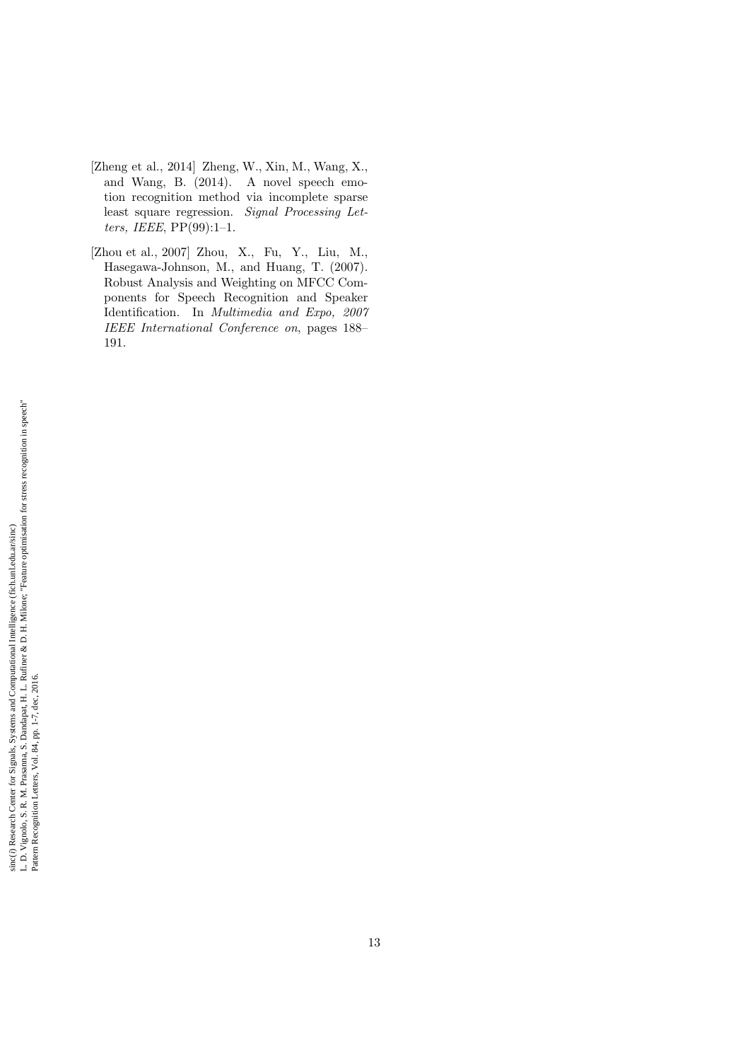[Zheng et al., 2014] Zheng, W., Xin, M., Wang, X., and Wang, B. (2014). A novel speech emotion recognition method via incomplete sparse least square regression. *Signal Processing Letters, IEEE*, PP(99):1–1.

[Zhou et al., 2007] Zhou, X., Fu, Y., Liu, M., Hasegawa-Johnson, M., and Huang, T. (2007). Robust Analysis and Weighting on MFCC Components for Speech Recognition and Speaker Identification. In *Multimedia and Expo, 2007 IEEE International Conference on*, pages 188–191.